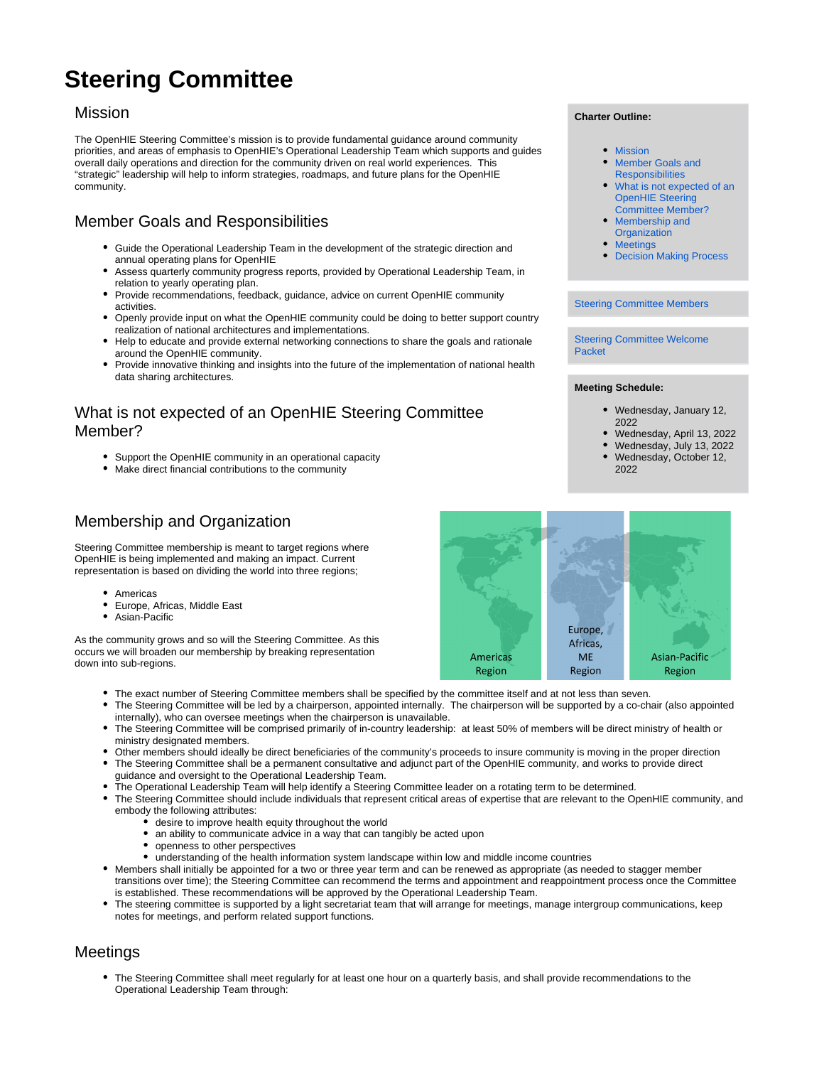# Steering Committee

## Mission

The OpenHIE Steering Committee's mission is to provide fundamental guidance around community priorities, and areas of emphasis to OpenHIE's Operational Leadership Team which supports and guides overall daily operations and direction for the community driven on real world experiences. This "strategic" leadership will help to inform strategies, roadmaps, and future plans for the OpenHIE community.

**Charter Outline:**

- Mission
- Member Goals and Responsibilities
- What is not expected of an OpenHIE Steering Committee Member?
- Membership and Organization
- Meetings
- Decision Making Process

Steering Committee Members

Steering Committee Welcome Packet

**Meeting Schedule:**

- Wednesday, January 12, 2022
- Wednesday, April 13, 2022
- Wednesday, July 13, 2022
- Wednesday, October 12, 2022

## Member Goals and Responsibilities

- Guide the Operational Leadership Team in the development of the strategic direction and annual operating plans for OpenHIE
- Assess quarterly community progress reports, provided by Operational Leadership Team, in relation to yearly operating plan.
- Provide recommendations, feedback, guidance, advice on current OpenHIE community activities.
- Openly provide input on what the OpenHIE community could be doing to better support country realization of national architectures and implementations.
- Help to educate and provide external networking connections to share the goals and rationale around the OpenHIE community.
- Provide innovative thinking and insights into the future of the implementation of national health data sharing architectures.

## What is not expected of an OpenHIE Steering Committee Member?

- Support the OpenHIE community in an operational capacity
- Make direct financial contributions to the community

## Membership and Organization

Steering Committee membership is meant to target regions where OpenHIE is being implemented and making an impact. Current representation is based on dividing the world into three regions;

- Americas
- Europe, Africas, Middle East
- Asian-Pacific

As the community grows and so will the Steering Committee. As this occurs we will broaden our membership by breaking representation down into sub-regions.

Americas Region | Europe, Africas, ME Region | Asian-Pacific Region

- The exact number of Steering Committee members shall be specified by the committee itself and at not less than seven.
- The Steering Committee will be led by a chairperson, appointed internally. The chairperson will be supported by a co-chair (also appointed internally), who can oversee meetings when the chairperson is unavailable.
- The Steering Committee will be comprised primarily of in-country leadership: at least 50% of members will be direct ministry of health or ministry designated members.
- Other members should ideally be direct beneficiaries of the community's proceeds to insure community is moving in the proper direction
- The Steering Committee shall be a permanent consultative and adjunct part of the OpenHIE community, and works to provide direct guidance and oversight to the Operational Leadership Team.
- The Operational Leadership Team will help identify a Steering Committee leader on a rotating term to be determined.
- The Steering Committee should include individuals that represent critical areas of expertise that are relevant to the OpenHIE community, and embody the following attributes:
  - desire to improve health equity throughout the world
  - an ability to communicate advice in a way that can tangibly be acted upon
  - openness to other perspectives
  - understanding of the health information system landscape within low and middle income countries
- Members shall initially be appointed for a two or three year term and can be renewed as appropriate (as needed to stagger member transitions over time); the Steering Committee can recommend the terms and appointment and reappointment process once the Committee is established. These recommendations will be approved by the Operational Leadership Team.
- The steering committee is supported by a light secretariat team that will arrange for meetings, manage intergroup communications, keep notes for meetings, and perform related support functions.

## Meetings

- The Steering Committee shall meet regularly for at least one hour on a quarterly basis, and shall provide recommendations to the Operational Leadership Team through: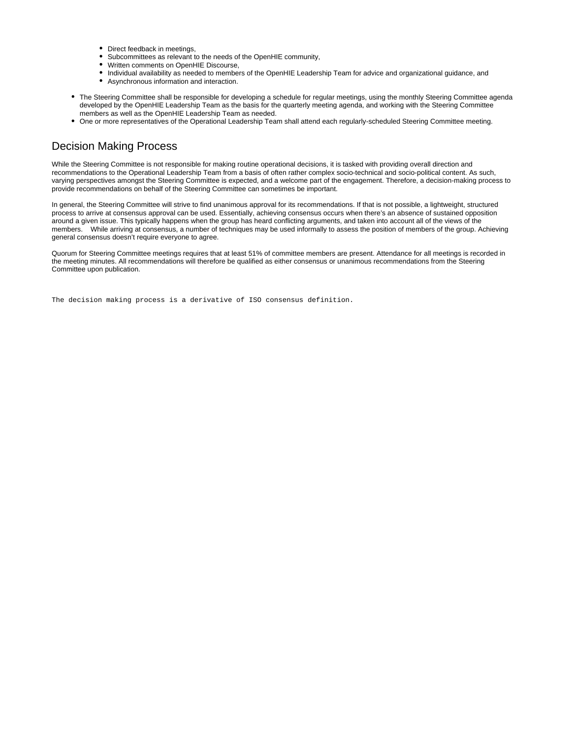- Direct feedback in meetings,
  - Subcommittees as relevant to the needs of the OpenHIE community,
  - Written comments on OpenHIE Discourse,
  - Individual availability as needed to members of the OpenHIE Leadership Team for advice and organizational guidance, and
  - Asynchronous information and interaction.

- The Steering Committee shall be responsible for developing a schedule for regular meetings, using the monthly Steering Committee agenda developed by the OpenHIE Leadership Team as the basis for the quarterly meeting agenda, and working with the Steering Committee members as well as the OpenHIE Leadership Team as needed.
- One or more representatives of the Operational Leadership Team shall attend each regularly-scheduled Steering Committee meeting.

## Decision Making Process

While the Steering Committee is not responsible for making routine operational decisions, it is tasked with providing overall direction and recommendations to the Operational Leadership Team from a basis of often rather complex socio-technical and socio-political content. As such, varying perspectives amongst the Steering Committee is expected, and a welcome part of the engagement. Therefore, a decision-making process to provide recommendations on behalf of the Steering Committee can sometimes be important.

In general, the Steering Committee will strive to find unanimous approval for its recommendations. If that is not possible, a lightweight, structured process to arrive at consensus approval can be used. Essentially, achieving consensus occurs when there's an absence of sustained opposition around a given issue. This typically happens when the group has heard conflicting arguments, and taken into account all of the views of the members.    While arriving at consensus, a number of techniques may be used informally to assess the position of members of the group. Achieving general consensus doesn't require everyone to agree.

Quorum for Steering Committee meetings requires that at least 51% of committee members are present. Attendance for all meetings is recorded in the meeting minutes. All recommendations will therefore be qualified as either consensus or unanimous recommendations from the Steering Committee upon publication.

```
The decision making process is a derivative of ISO consensus definition.
```